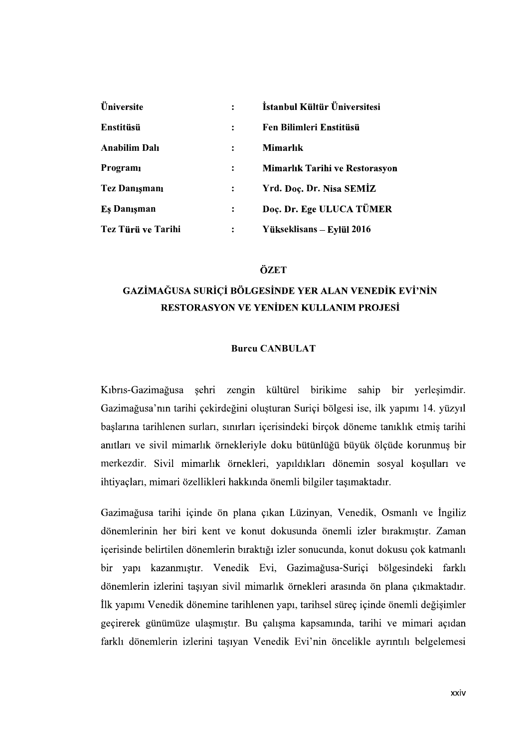| | | |
|---|---|---|
| **Üniversite** | **:** | **İstanbul Kültür Üniversitesi** |
| **Enstitüsü** | **:** | **Fen Bilimleri Enstitüsü** |
| **Anabilim Dalı** | **:** | **Mimarlık** |
| **Programı** | **:** | **Mimarlık Tarihi ve Restorasyon** |
| **Tez Danışmanı** | **:** | **Yrd. Doç. Dr. Nisa SEMİZ** |
| **Eş Danışman** | **:** | **Doç. Dr. Ege ULUCA TÜMER** |
| **Tez Türü ve Tarihi** | **:** | **Yükseklisans – Eylül 2016** |

# ÖZET

## GAZİMAĞUSA SURİÇİ BÖLGESİNDE YER ALAN VENEDİK EVİ'NİN RESTORASYON VE YENİDEN KULLANIM PROJESİ

**Burcu CANBULAT**

Kıbrıs-Gazimağusa şehri zengin kültürel birikime sahip bir yerleşimdir. Gazimağusa'nın tarihi çekirdeğini oluşturan Suriçi bölgesi ise, ilk yapımı 14. yüzyıl başlarına tarihlenen surları, sınırları içerisindeki birçok döneme tanıklık etmiş tarihi anıtları ve sivil mimarlık örnekleriyle doku bütünlüğü büyük ölçüde korunmuş bir merkezdir. Sivil mimarlık örnekleri, yapıldıkları dönemin sosyal koşulları ve ihtiyaçları, mimari özellikleri hakkında önemli bilgiler taşımaktadır.

Gazimağusa tarihi içinde ön plana çıkan Lüzinyan, Venedik, Osmanlı ve İngiliz dönemlerinin her biri kent ve konut dokusunda önemli izler bırakmıştır. Zaman içerisinde belirtilen dönemlerin bıraktığı izler sonucunda, konut dokusu çok katmanlı bir yapı kazanmıştır. Venedik Evi, Gazimağusa-Suriçi bölgesindeki farklı dönemlerin izlerini taşıyan sivil mimarlık örnekleri arasında ön plana çıkmaktadır. İlk yapımı Venedik dönemine tarihlenen yapı, tarihsel süreç içinde önemli değişimler geçirerek günümüze ulaşmıştır. Bu çalışma kapsamında, tarihi ve mimari açıdan farklı dönemlerin izlerini taşıyan Venedik Evi'nin öncelikle ayrıntılı belgelemesi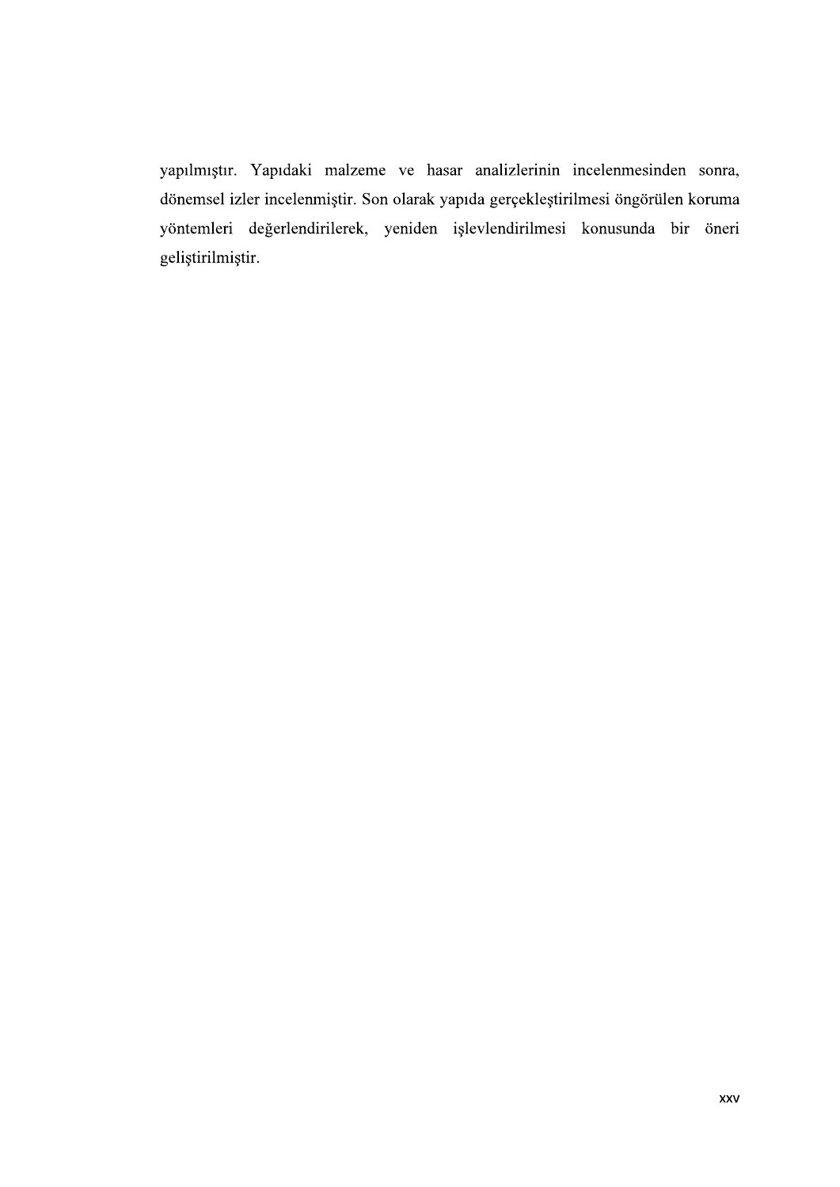yapılmıştır. Yapıdaki malzeme ve hasar analizlerinin incelenmesinden sonra, dönemsel izler incelenmiştir. Son olarak yapıda gerçekleştirilmesi öngörülen koruma yöntemleri değerlendirilerek, yeniden işlevlendirilmesi konusunda bir öneri geliştirilmiştir.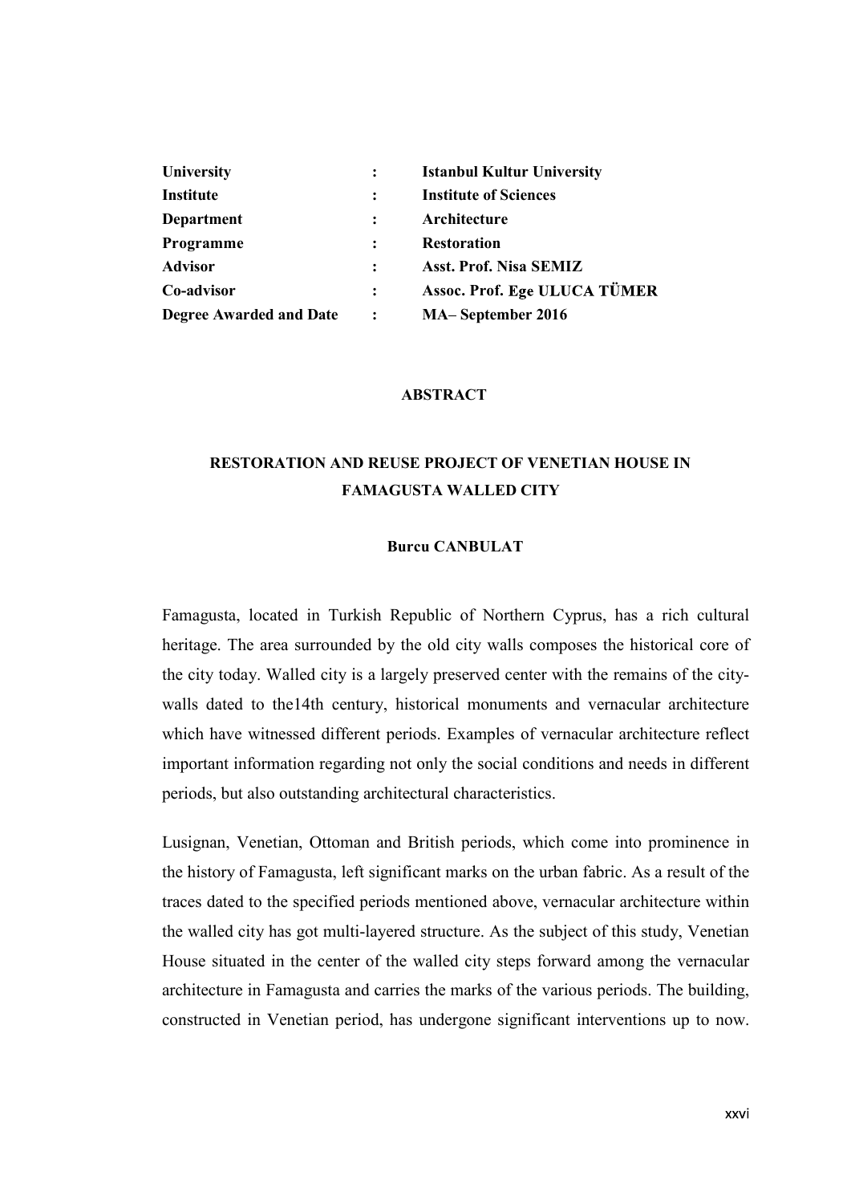| | | |
|---|---|---|
| **University** | **:** | **Istanbul Kultur University** |
| **Institute** | **:** | **Institute of Sciences** |
| **Department** | **:** | **Architecture** |
| **Programme** | **:** | **Restoration** |
| **Advisor** | **:** | **Asst. Prof. Nisa SEMIZ** |
| **Co-advisor** | **:** | **Assoc. Prof. Ege ULUCA TÜMER** |
| **Degree Awarded and Date** | **:** | **MA– September 2016** |

## ABSTRACT

## RESTORATION AND REUSE PROJECT OF VENETIAN HOUSE IN FAMAGUSTA WALLED CITY

**Burcu CANBULAT**

Famagusta, located in Turkish Republic of Northern Cyprus, has a rich cultural heritage. The area surrounded by the old city walls composes the historical core of the city today. Walled city is a largely preserved center with the remains of the city-walls dated to the14th century, historical monuments and vernacular architecture which have witnessed different periods. Examples of vernacular architecture reflect important information regarding not only the social conditions and needs in different periods, but also outstanding architectural characteristics.

Lusignan, Venetian, Ottoman and British periods, which come into prominence in the history of Famagusta, left significant marks on the urban fabric. As a result of the traces dated to the specified periods mentioned above, vernacular architecture within the walled city has got multi-layered structure. As the subject of this study, Venetian House situated in the center of the walled city steps forward among the vernacular architecture in Famagusta and carries the marks of the various periods. The building, constructed in Venetian period, has undergone significant interventions up to now.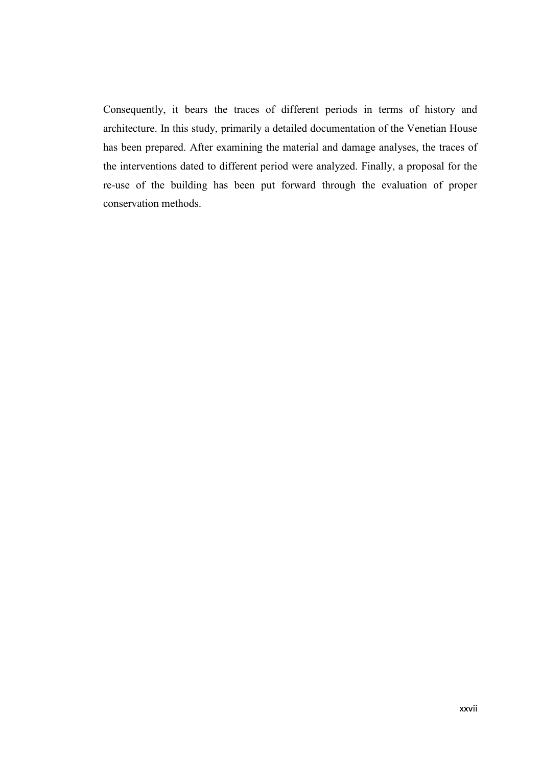Consequently, it bears the traces of different periods in terms of history and architecture. In this study, primarily a detailed documentation of the Venetian House has been prepared. After examining the material and damage analyses, the traces of the interventions dated to different period were analyzed. Finally, a proposal for the re-use of the building has been put forward through the evaluation of proper conservation methods.